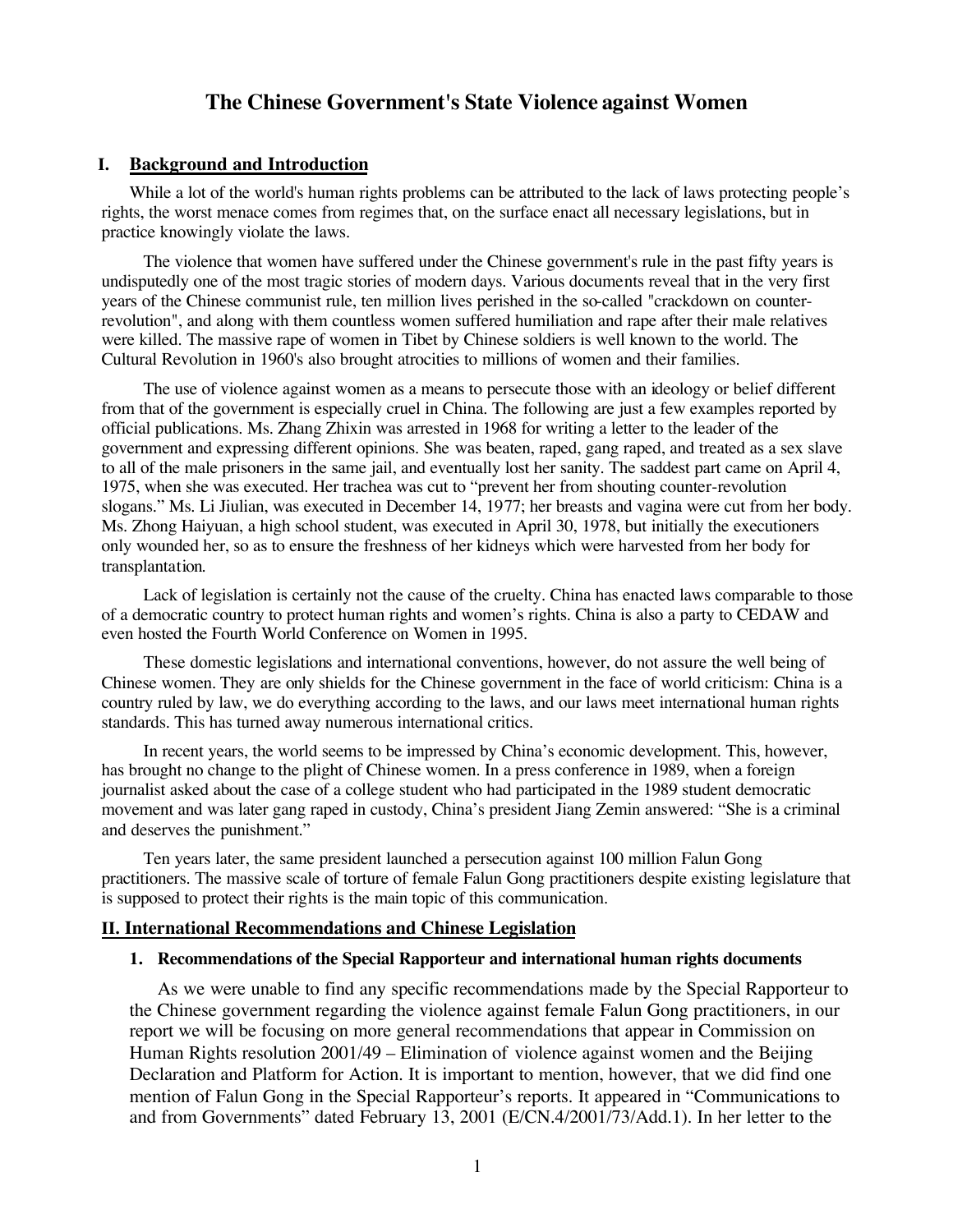# The Chinese Government's State Violence against Women

## I. Background and Introduction

While a lot of the world's human rights problems can be attributed to the lack of laws protecting people's rights, the worst menace comes from regimes that, on the surface enact all necessary legislations, but in practice knowingly violate the laws.

The violence that women have suffered under the Chinese government's rule in the past fifty years is undisputedly one of the most tragic stories of modern days. Various documents reveal that in the very first years of the Chinese communist rule, ten million lives perished in the so-called "crackdown on counter-revolution", and along with them countless women suffered humiliation and rape after their male relatives were killed. The massive rape of women in Tibet by Chinese soldiers is well known to the world. The Cultural Revolution in 1960's also brought atrocities to millions of women and their families.

The use of violence against women as a means to persecute those with an ideology or belief different from that of the government is especially cruel in China. The following are just a few examples reported by official publications. Ms. Zhang Zhixin was arrested in 1968 for writing a letter to the leader of the government and expressing different opinions. She was beaten, raped, gang raped, and treated as a sex slave to all of the male prisoners in the same jail, and eventually lost her sanity. The saddest part came on April 4, 1975, when she was executed. Her trachea was cut to "prevent her from shouting counter-revolution slogans." Ms. Li Jiulian, was executed in December 14, 1977; her breasts and vagina were cut from her body. Ms. Zhong Haiyuan, a high school student, was executed in April 30, 1978, but initially the executioners only wounded her, so as to ensure the freshness of her kidneys which were harvested from her body for transplantation.

Lack of legislation is certainly not the cause of the cruelty. China has enacted laws comparable to those of a democratic country to protect human rights and women's rights. China is also a party to CEDAW and even hosted the Fourth World Conference on Women in 1995.

These domestic legislations and international conventions, however, do not assure the well being of Chinese women. They are only shields for the Chinese government in the face of world criticism: China is a country ruled by law, we do everything according to the laws, and our laws meet international human rights standards. This has turned away numerous international critics.

In recent years, the world seems to be impressed by China's economic development. This, however, has brought no change to the plight of Chinese women. In a press conference in 1989, when a foreign journalist asked about the case of a college student who had participated in the 1989 student democratic movement and was later gang raped in custody, China's president Jiang Zemin answered: "She is a criminal and deserves the punishment."

Ten years later, the same president launched a persecution against 100 million Falun Gong practitioners. The massive scale of torture of female Falun Gong practitioners despite existing legislature that is supposed to protect their rights is the main topic of this communication.

## II. International Recommendations and Chinese Legislation

### 1. Recommendations of the Special Rapporteur and international human rights documents

As we were unable to find any specific recommendations made by the Special Rapporteur to the Chinese government regarding the violence against female Falun Gong practitioners, in our report we will be focusing on more general recommendations that appear in Commission on Human Rights resolution 2001/49 – Elimination of violence against women and the Beijing Declaration and Platform for Action. It is important to mention, however, that we did find one mention of Falun Gong in the Special Rapporteur's reports. It appeared in "Communications to and from Governments" dated February 13, 2001 (E/CN.4/2001/73/Add.1). In her letter to the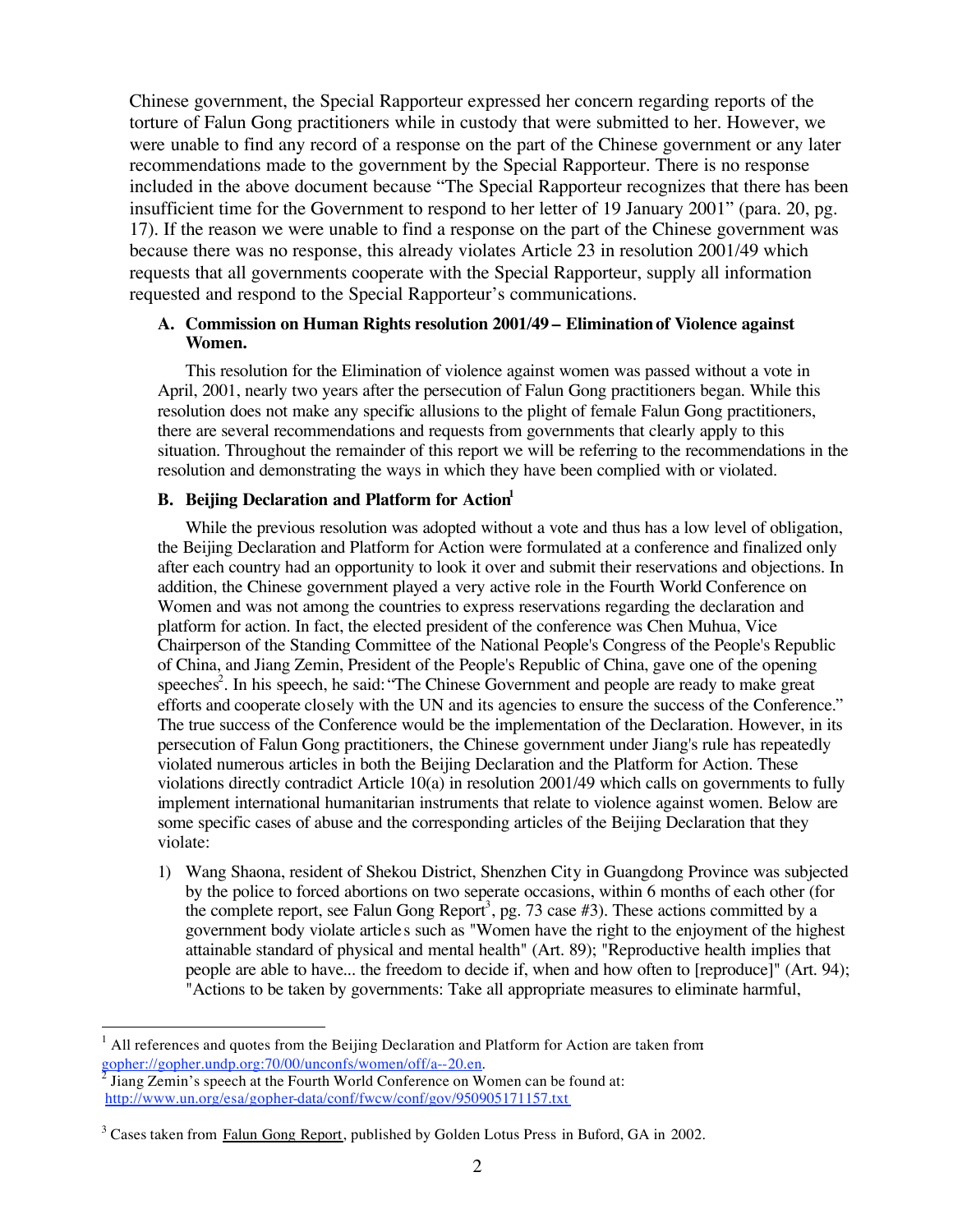Chinese government, the Special Rapporteur expressed her concern regarding reports of the torture of Falun Gong practitioners while in custody that were submitted to her. However, we were unable to find any record of a response on the part of the Chinese government or any later recommendations made to the government by the Special Rapporteur. There is no response included in the above document because "The Special Rapporteur recognizes that there has been insufficient time for the Government to respond to her letter of 19 January 2001" (para. 20, pg. 17). If the reason we were unable to find a response on the part of the Chinese government was because there was no response, this already violates Article 23 in resolution 2001/49 which requests that all governments cooperate with the Special Rapporteur, supply all information requested and respond to the Special Rapporteur's communications.

**A. Commission on Human Rights resolution 2001/49 – Elimination of Violence against Women.**

This resolution for the Elimination of violence against women was passed without a vote in April, 2001, nearly two years after the persecution of Falun Gong practitioners began. While this resolution does not make any specific allusions to the plight of female Falun Gong practitioners, there are several recommendations and requests from governments that clearly apply to this situation. Throughout the remainder of this report we will be referring to the recommendations in the resolution and demonstrating the ways in which they have been complied with or violated.

**B. Beijing Declaration and Platform for Action[1]**

While the previous resolution was adopted without a vote and thus has a low level of obligation, the Beijing Declaration and Platform for Action were formulated at a conference and finalized only after each country had an opportunity to look it over and submit their reservations and objections. In addition, the Chinese government played a very active role in the Fourth World Conference on Women and was not among the countries to express reservations regarding the declaration and platform for action. In fact, the elected president of the conference was Chen Muhua, Vice Chairperson of the Standing Committee of the National People's Congress of the People's Republic of China, and Jiang Zemin, President of the People's Republic of China, gave one of the opening speeches[2]. In his speech, he said: "The Chinese Government and people are ready to make great efforts and cooperate closely with the UN and its agencies to ensure the success of the Conference." The true success of the Conference would be the implementation of the Declaration. However, in its persecution of Falun Gong practitioners, the Chinese government under Jiang's rule has repeatedly violated numerous articles in both the Beijing Declaration and the Platform for Action. These violations directly contradict Article 10(a) in resolution 2001/49 which calls on governments to fully implement international humanitarian instruments that relate to violence against women. Below are some specific cases of abuse and the corresponding articles of the Beijing Declaration that they violate:

1) Wang Shaona, resident of Shekou District, Shenzhen City in Guangdong Province was subjected by the police to forced abortions on two seperate occasions, within 6 months of each other (for the complete report, see Falun Gong Report[3], pg. 73 case #3). These actions committed by a government body violate articles such as "Women have the right to the enjoyment of the highest attainable standard of physical and mental health" (Art. 89); "Reproductive health implies that people are able to have... the freedom to decide if, when and how often to [reproduce]" (Art. 94); "Actions to be taken by governments: Take all appropriate measures to eliminate harmful,

[1] All references and quotes from the Beijing Declaration and Platform for Action are taken from gopher://gopher.undp.org:70/00/unconfs/women/off/a--20.en.

[2] Jiang Zemin's speech at the Fourth World Conference on Women can be found at: http://www.un.org/esa/gopher-data/conf/fwcw/conf/gov/950905171157.txt

[3] Cases taken from Falun Gong Report, published by Golden Lotus Press in Buford, GA in 2002.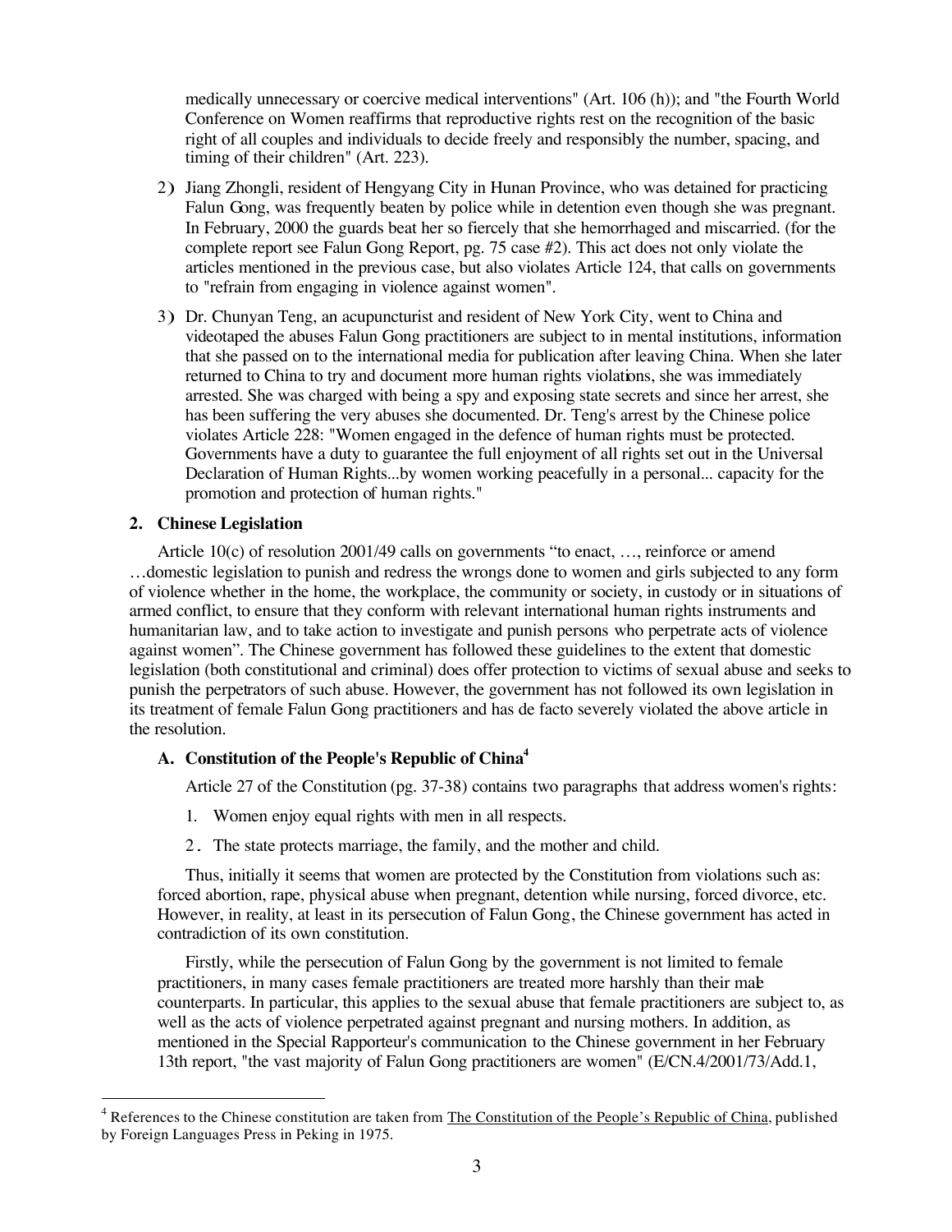medically unnecessary or coercive medical interventions" (Art. 106 (h)); and "the Fourth World Conference on Women reaffirms that reproductive rights rest on the recognition of the basic right of all couples and individuals to decide freely and responsibly the number, spacing, and timing of their children" (Art. 223).

2) Jiang Zhongli, resident of Hengyang City in Hunan Province, who was detained for practicing Falun Gong, was frequently beaten by police while in detention even though she was pregnant. In February, 2000 the guards beat her so fiercely that she hemorrhaged and miscarried. (for the complete report see Falun Gong Report, pg. 75 case #2). This act does not only violate the articles mentioned in the previous case, but also violates Article 124, that calls on governments to "refrain from engaging in violence against women".

3) Dr. Chunyan Teng, an acupuncturist and resident of New York City, went to China and videotaped the abuses Falun Gong practitioners are subject to in mental institutions, information that she passed on to the international media for publication after leaving China. When she later returned to China to try and document more human rights violations, she was immediately arrested. She was charged with being a spy and exposing state secrets and since her arrest, she has been suffering the very abuses she documented. Dr. Teng's arrest by the Chinese police violates Article 228: "Women engaged in the defence of human rights must be protected. Governments have a duty to guarantee the full enjoyment of all rights set out in the Universal Declaration of Human Rights...by women working peacefully in a personal... capacity for the promotion and protection of human rights."

## 2. Chinese Legislation

Article 10(c) of resolution 2001/49 calls on governments "to enact, …, reinforce or amend …domestic legislation to punish and redress the wrongs done to women and girls subjected to any form of violence whether in the home, the workplace, the community or society, in custody or in situations of armed conflict, to ensure that they conform with relevant international human rights instruments and humanitarian law, and to take action to investigate and punish persons who perpetrate acts of violence against women". The Chinese government has followed these guidelines to the extent that domestic legislation (both constitutional and criminal) does offer protection to victims of sexual abuse and seeks to punish the perpetrators of such abuse. However, the government has not followed its own legislation in its treatment of female Falun Gong practitioners and has de facto severely violated the above article in the resolution.

### A. Constitution of the People's Republic of China[4]

Article 27 of the Constitution (pg. 37-38) contains two paragraphs that address women's rights:

1. Women enjoy equal rights with men in all respects.
2. The state protects marriage, the family, and the mother and child.

Thus, initially it seems that women are protected by the Constitution from violations such as: forced abortion, rape, physical abuse when pregnant, detention while nursing, forced divorce, etc. However, in reality, at least in its persecution of Falun Gong, the Chinese government has acted in contradiction of its own constitution.

Firstly, while the persecution of Falun Gong by the government is not limited to female practitioners, in many cases female practitioners are treated more harshly than their male counterparts. In particular, this applies to the sexual abuse that female practitioners are subject to, as well as the acts of violence perpetrated against pregnant and nursing mothers. In addition, as mentioned in the Special Rapporteur's communication to the Chinese government in her February 13th report, "the vast majority of Falun Gong practitioners are women" (E/CN.4/2001/73/Add.1,

[4] References to the Chinese constitution are taken from The Constitution of the People's Republic of China, published by Foreign Languages Press in Peking in 1975.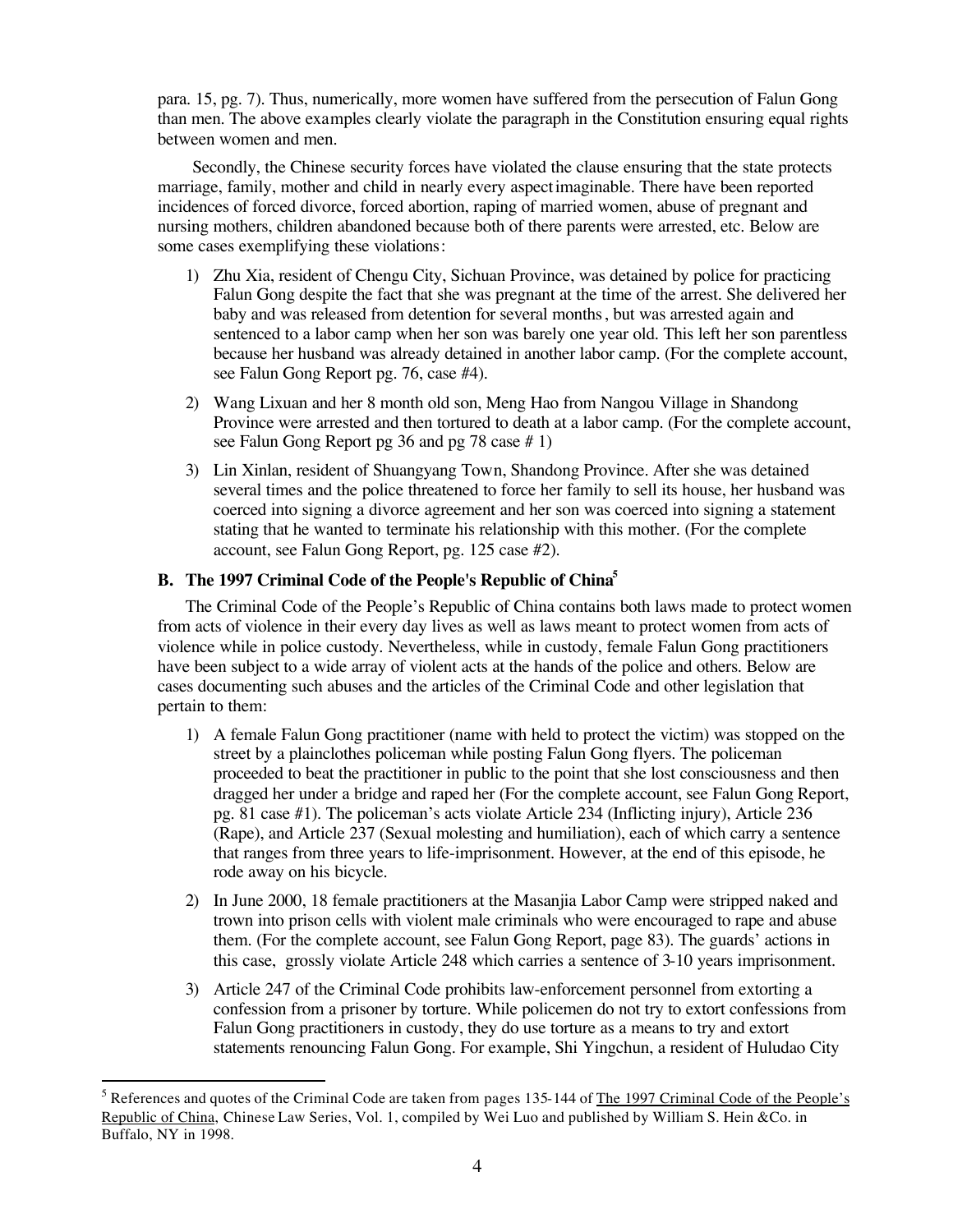para. 15, pg. 7). Thus, numerically, more women have suffered from the persecution of Falun Gong than men. The above examples clearly violate the paragraph in the Constitution ensuring equal rights between women and men.

Secondly, the Chinese security forces have violated the clause ensuring that the state protects marriage, family, mother and child in nearly every aspect imaginable. There have been reported incidences of forced divorce, forced abortion, raping of married women, abuse of pregnant and nursing mothers, children abandoned because both of there parents were arrested, etc. Below are some cases exemplifying these violations:

1) Zhu Xia, resident of Chengu City, Sichuan Province, was detained by police for practicing Falun Gong despite the fact that she was pregnant at the time of the arrest. She delivered her baby and was released from detention for several months, but was arrested again and sentenced to a labor camp when her son was barely one year old. This left her son parentless because her husband was already detained in another labor camp. (For the complete account, see Falun Gong Report pg. 76, case #4).

2) Wang Lixuan and her 8 month old son, Meng Hao from Nangou Village in Shandong Province were arrested and then tortured to death at a labor camp. (For the complete account, see Falun Gong Report pg 36 and pg 78 case # 1)

3) Lin Xinlan, resident of Shuangyang Town, Shandong Province. After she was detained several times and the police threatened to force her family to sell its house, her husband was coerced into signing a divorce agreement and her son was coerced into signing a statement stating that he wanted to terminate his relationship with this mother. (For the complete account, see Falun Gong Report, pg. 125 case #2).

### B. The 1997 Criminal Code of the People's Republic of China[5]

The Criminal Code of the People's Republic of China contains both laws made to protect women from acts of violence in their every day lives as well as laws meant to protect women from acts of violence while in police custody. Nevertheless, while in custody, female Falun Gong practitioners have been subject to a wide array of violent acts at the hands of the police and others. Below are cases documenting such abuses and the articles of the Criminal Code and other legislation that pertain to them:

1) A female Falun Gong practitioner (name with held to protect the victim) was stopped on the street by a plainclothes policeman while posting Falun Gong flyers. The policeman proceeded to beat the practitioner in public to the point that she lost consciousness and then dragged her under a bridge and raped her (For the complete account, see Falun Gong Report, pg. 81 case #1). The policeman's acts violate Article 234 (Inflicting injury), Article 236 (Rape), and Article 237 (Sexual molesting and humiliation), each of which carry a sentence that ranges from three years to life-imprisonment. However, at the end of this episode, he rode away on his bicycle.

2) In June 2000, 18 female practitioners at the Masanjia Labor Camp were stripped naked and trown into prison cells with violent male criminals who were encouraged to rape and abuse them. (For the complete account, see Falun Gong Report, page 83). The guards' actions in this case, grossly violate Article 248 which carries a sentence of 3-10 years imprisonment.

3) Article 247 of the Criminal Code prohibits law-enforcement personnel from extorting a confession from a prisoner by torture. While policemen do not try to extort confessions from Falun Gong practitioners in custody, they do use torture as a means to try and extort statements renouncing Falun Gong. For example, Shi Yingchun, a resident of Huludao City

[5] References and quotes of the Criminal Code are taken from pages 135-144 of The 1997 Criminal Code of the People's Republic of China, Chinese Law Series, Vol. 1, compiled by Wei Luo and published by William S. Hein &Co. in Buffalo, NY in 1998.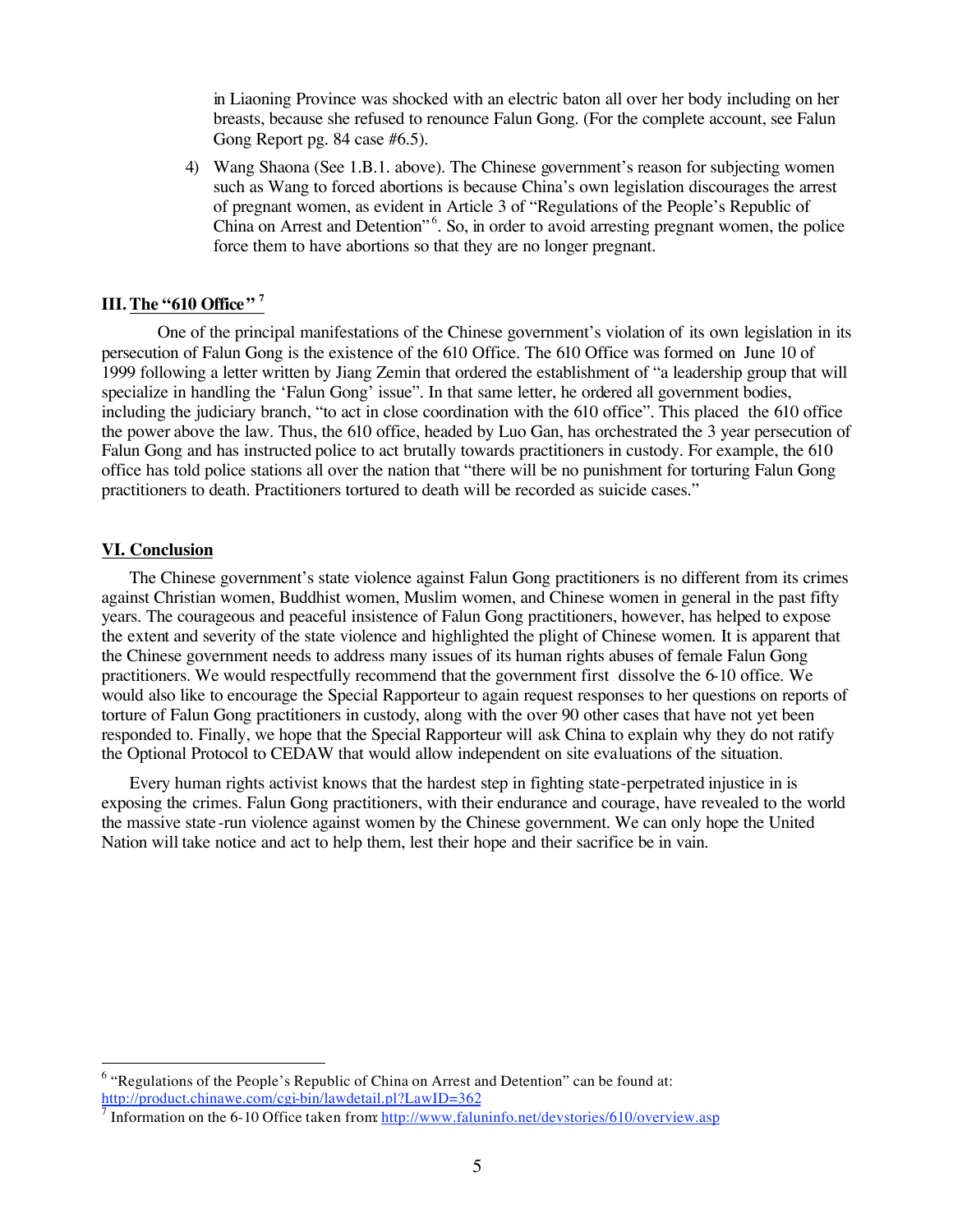in Liaoning Province was shocked with an electric baton all over her body including on her breasts, because she refused to renounce Falun Gong. (For the complete account, see Falun Gong Report pg. 84 case #6.5).

4) Wang Shaona (See 1.B.1. above). The Chinese government's reason for subjecting women such as Wang to forced abortions is because China's own legislation discourages the arrest of pregnant women, as evident in Article 3 of "Regulations of the People's Republic of China on Arrest and Detention"[6]. So, in order to avoid arresting pregnant women, the police force them to have abortions so that they are no longer pregnant.

## III. The "610 Office"[7]

One of the principal manifestations of the Chinese government's violation of its own legislation in its persecution of Falun Gong is the existence of the 610 Office. The 610 Office was formed on June 10 of 1999 following a letter written by Jiang Zemin that ordered the establishment of "a leadership group that will specialize in handling the 'Falun Gong' issue". In that same letter, he ordered all government bodies, including the judiciary branch, "to act in close coordination with the 610 office". This placed the 610 office the power above the law. Thus, the 610 office, headed by Luo Gan, has orchestrated the 3 year persecution of Falun Gong and has instructed police to act brutally towards practitioners in custody. For example, the 610 office has told police stations all over the nation that "there will be no punishment for torturing Falun Gong practitioners to death. Practitioners tortured to death will be recorded as suicide cases."

## VI. Conclusion

The Chinese government's state violence against Falun Gong practitioners is no different from its crimes against Christian women, Buddhist women, Muslim women, and Chinese women in general in the past fifty years. The courageous and peaceful insistence of Falun Gong practitioners, however, has helped to expose the extent and severity of the state violence and highlighted the plight of Chinese women. It is apparent that the Chinese government needs to address many issues of its human rights abuses of female Falun Gong practitioners. We would respectfully recommend that the government first dissolve the 6-10 office. We would also like to encourage the Special Rapporteur to again request responses to her questions on reports of torture of Falun Gong practitioners in custody, along with the over 90 other cases that have not yet been responded to. Finally, we hope that the Special Rapporteur will ask China to explain why they do not ratify the Optional Protocol to CEDAW that would allow independent on site evaluations of the situation.

Every human rights activist knows that the hardest step in fighting state-perpetrated injustice in is exposing the crimes. Falun Gong practitioners, with their endurance and courage, have revealed to the world the massive state-run violence against women by the Chinese government. We can only hope the United Nation will take notice and act to help them, lest their hope and their sacrifice be in vain.

---

[6] "Regulations of the People's Republic of China on Arrest and Detention" can be found at: http://product.chinawe.com/cgi-bin/lawdetail.pl?LawID=362

[7] Information on the 6-10 Office taken from: http://www.faluninfo.net/devstories/610/overview.asp